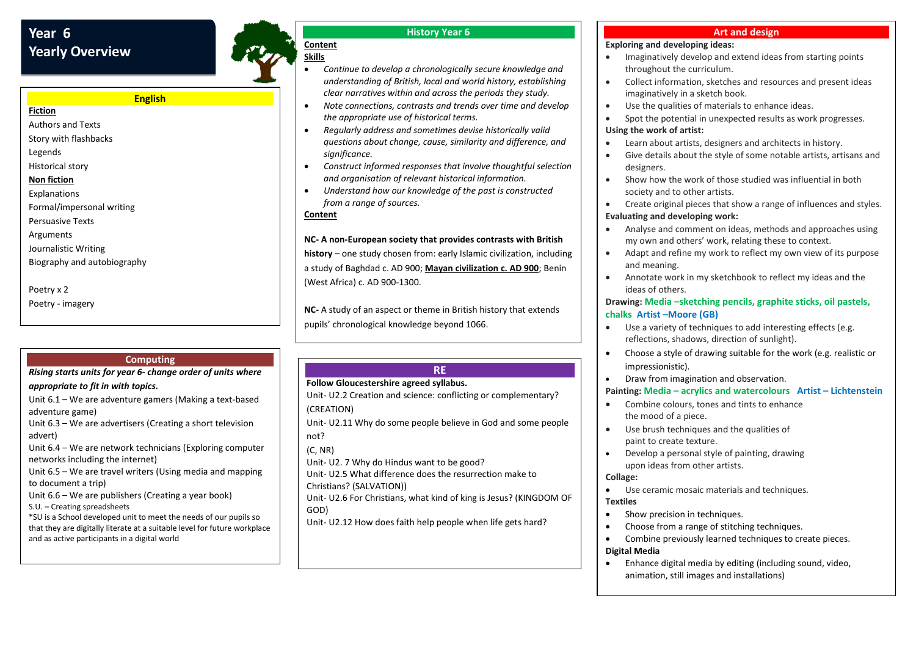# Year 6
# Yearly Overview

## English

**Fiction**

Authors and Texts
Story with flashbacks
Legends
Historical story

**Non fiction**

Explanations
Formal/impersonal writing
Persuasive Texts
Arguments
Journalistic Writing
Biography and autobiography

Poetry x 2
Poetry - imagery

## Computing

***Rising starts units for year 6- change order of units where appropriate to fit in with topics.***

Unit 6.1 – We are adventure gamers (Making a text-based adventure game)
Unit 6.3 – We are advertisers (Creating a short television advert)
Unit 6.4 – We are network technicians (Exploring computer networks including the internet)
Unit 6.5 – We are travel writers (Using media and mapping to document a trip)
Unit 6.6 – We are publishers (Creating a year book)
S.U. – Creating spreadsheets
*SU is a School developed unit to meet the needs of our pupils so that they are digitally literate at a suitable level for future workplace and as active participants in a digital world

## History Year 6

**Content**

**Skills**

- *Continue to develop a chronologically secure knowledge and understanding of British, local and world history, establishing clear narratives within and across the periods they study.*
- *Note connections, contrasts and trends over time and develop the appropriate use of historical terms.*
- *Regularly address and sometimes devise historically valid questions about change, cause, similarity and difference, and significance.*
- *Construct informed responses that involve thoughtful selection and organisation of relevant historical information.*
- *Understand how our knowledge of the past is constructed from a range of sources.*

**Content**

**NC- A non-European society that provides contrasts with British history** – one study chosen from: early Islamic civilization, including a study of Baghdad c. AD 900; **Mayan civilization c. AD 900**; Benin (West Africa) c. AD 900-1300.

**NC-** A study of an aspect or theme in British history that extends pupils' chronological knowledge beyond 1066.

## RE

**Follow Gloucestershire agreed syllabus.**

Unit- U2.2 Creation and science: conflicting or complementary? (CREATION)
Unit- U2.11 Why do some people believe in God and some people not?
(C, NR)
Unit- U2. 7 Why do Hindus want to be good?
Unit- U2.5 What difference does the resurrection make to Christians? (SALVATION))
Unit- U2.6 For Christians, what kind of king is Jesus? (KINGDOM OF GOD)
Unit- U2.12 How does faith help people when life gets hard?

## Art and design

**Exploring and developing ideas:**

- Imaginatively develop and extend ideas from starting points throughout the curriculum.
- Collect information, sketches and resources and present ideas imaginatively in a sketch book.
- Use the qualities of materials to enhance ideas.
- Spot the potential in unexpected results as work progresses.

**Using the work of artist:**

- Learn about artists, designers and architects in history.
- Give details about the style of some notable artists, artisans and designers.
- Show how the work of those studied was influential in both society and to other artists.
- Create original pieces that show a range of influences and styles.

**Evaluating and developing work:**

- Analyse and comment on ideas, methods and approaches using my own and others' work, relating these to context.
- Adapt and refine my work to reflect my own view of its purpose and meaning.
- Annotate work in my sketchbook to reflect my ideas and the ideas of others.

**Drawing: Media –sketching pencils, graphite sticks, oil pastels, chalks Artist –Moore (GB)**

- Use a variety of techniques to add interesting effects (e.g. reflections, shadows, direction of sunlight).
- Choose a style of drawing suitable for the work (e.g. realistic or impressionistic).
- Draw from imagination and observation.

**Painting: Media – acrylics and watercolours Artist – Lichtenstein**

- Combine colours, tones and tints to enhance the mood of a piece.
- Use brush techniques and the qualities of paint to create texture.
- Develop a personal style of painting, drawing upon ideas from other artists.

**Collage:**

- Use ceramic mosaic materials and techniques.

**Textiles**

- Show precision in techniques.
- Choose from a range of stitching techniques.
- Combine previously learned techniques to create pieces.

**Digital Media**

- Enhance digital media by editing (including sound, video, animation, still images and installations)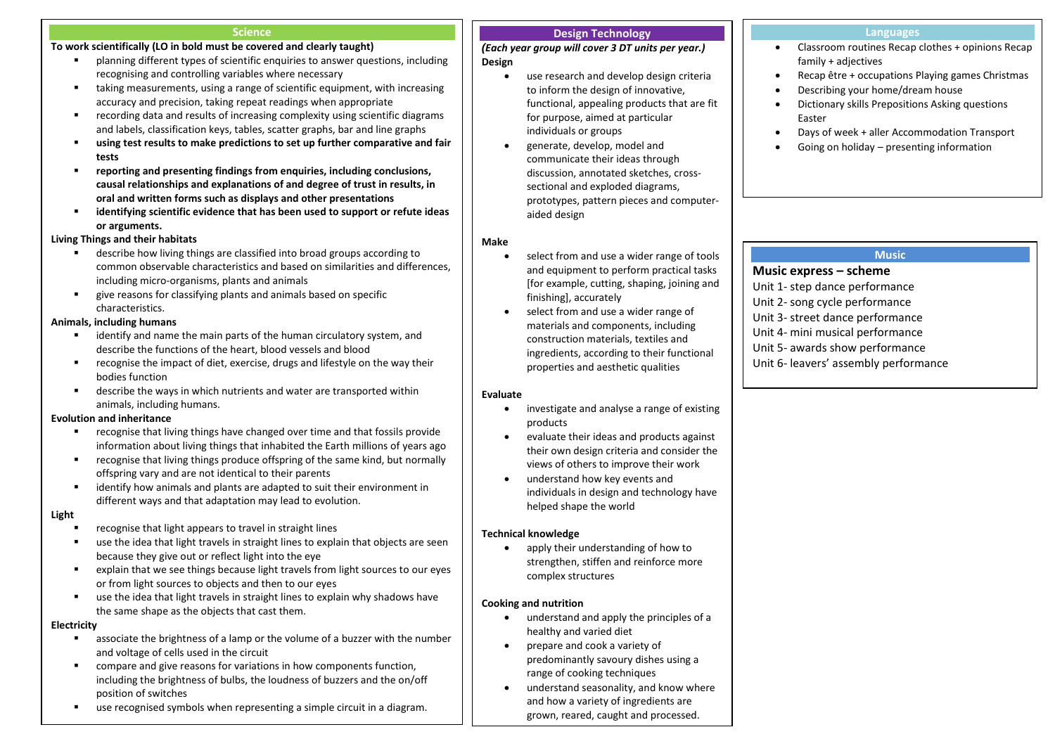## Science

**To work scientifically (LO in bold must be covered and clearly taught)**

- planning different types of scientific enquiries to answer questions, including recognising and controlling variables where necessary
- taking measurements, using a range of scientific equipment, with increasing accuracy and precision, taking repeat readings when appropriate
- recording data and results of increasing complexity using scientific diagrams and labels, classification keys, tables, scatter graphs, bar and line graphs
- **using test results to make predictions to set up further comparative and fair tests**
- **reporting and presenting findings from enquiries, including conclusions, causal relationships and explanations of and degree of trust in results, in oral and written forms such as displays and other presentations**
- **identifying scientific evidence that has been used to support or refute ideas or arguments.**

**Living Things and their habitats**

- describe how living things are classified into broad groups according to common observable characteristics and based on similarities and differences, including micro-organisms, plants and animals
- give reasons for classifying plants and animals based on specific characteristics.

**Animals, including humans**

- identify and name the main parts of the human circulatory system, and describe the functions of the heart, blood vessels and blood
- recognise the impact of diet, exercise, drugs and lifestyle on the way their bodies function
- describe the ways in which nutrients and water are transported within animals, including humans.

**Evolution and inheritance**

- recognise that living things have changed over time and that fossils provide information about living things that inhabited the Earth millions of years ago
- recognise that living things produce offspring of the same kind, but normally offspring vary and are not identical to their parents
- identify how animals and plants are adapted to suit their environment in different ways and that adaptation may lead to evolution.

**Light**

- recognise that light appears to travel in straight lines
- use the idea that light travels in straight lines to explain that objects are seen because they give out or reflect light into the eye
- explain that we see things because light travels from light sources to our eyes or from light sources to objects and then to our eyes
- use the idea that light travels in straight lines to explain why shadows have the same shape as the objects that cast them.

**Electricity**

- associate the brightness of a lamp or the volume of a buzzer with the number and voltage of cells used in the circuit
- compare and give reasons for variations in how components function, including the brightness of bulbs, the loudness of buzzers and the on/off position of switches
- use recognised symbols when representing a simple circuit in a diagram.

## Design Technology

***(Each year group will cover 3 DT units per year.)***

**Design**

- use research and develop design criteria to inform the design of innovative, functional, appealing products that are fit for purpose, aimed at particular individuals or groups
- generate, develop, model and communicate their ideas through discussion, annotated sketches, cross-sectional and exploded diagrams, prototypes, pattern pieces and computer-aided design

**Make**

- select from and use a wider range of tools and equipment to perform practical tasks [for example, cutting, shaping, joining and finishing], accurately
- select from and use a wider range of materials and components, including construction materials, textiles and ingredients, according to their functional properties and aesthetic qualities

**Evaluate**

- investigate and analyse a range of existing products
- evaluate their ideas and products against their own design criteria and consider the views of others to improve their work
- understand how key events and individuals in design and technology have helped shape the world

**Technical knowledge**

- apply their understanding of how to strengthen, stiffen and reinforce more complex structures

**Cooking and nutrition**

- understand and apply the principles of a healthy and varied diet
- prepare and cook a variety of predominantly savoury dishes using a range of cooking techniques
- understand seasonality, and know where and how a variety of ingredients are grown, reared, caught and processed.

## Languages

- Classroom routines Recap clothes + opinions Recap family + adjectives
- Recap être + occupations Playing games Christmas
- Describing your home/dream house
- Dictionary skills Prepositions Asking questions Easter
- Days of week + aller Accommodation Transport
- Going on holiday – presenting information

## Music

**Music express – scheme**

Unit 1- step dance performance
Unit 2- song cycle performance
Unit 3- street dance performance
Unit 4- mini musical performance
Unit 5- awards show performance
Unit 6- leavers' assembly performance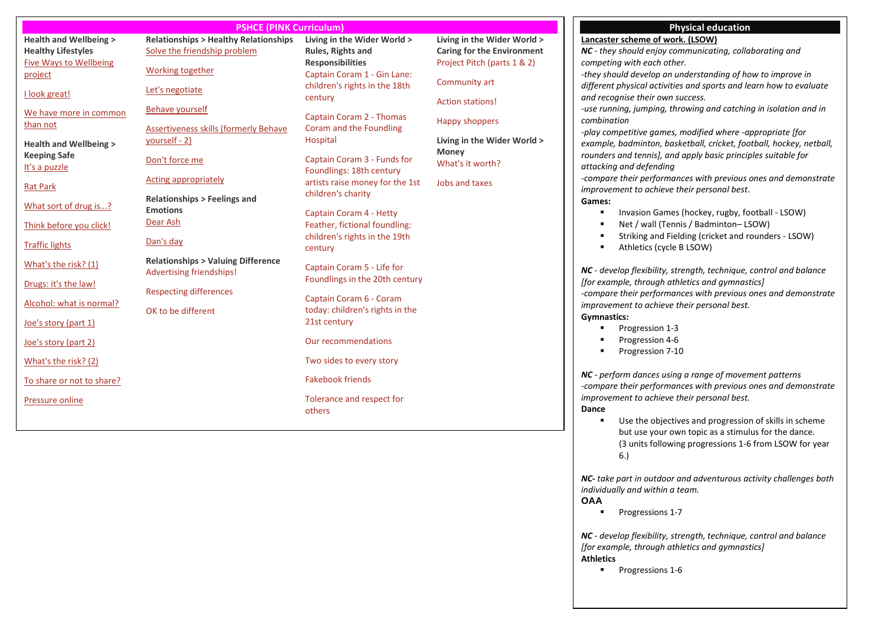## PSHCE (PINK Curriculum)

**Health and Wellbeing > Healthy Lifestyles**

Five Ways to Wellbeing project

I look great!

We have more in common than not

**Health and Wellbeing > Keeping Safe**

It's a puzzle

Rat Park

What sort of drug is...?

Think before you click!

Traffic lights

What's the risk? (1)

Drugs: it's the law!

Alcohol: what is normal?

Joe's story (part 1)

Joe's story (part 2)

What's the risk? (2)

To share or not to share?

Pressure online

**Relationships > Healthy Relationships**

Solve the friendship problem

Working together

Let's negotiate

Behave yourself

Assertiveness skills (formerly Behave yourself - 2)

Don't force me

Acting appropriately

**Relationships > Feelings and Emotions**

Dear Ash

Dan's day

**Relationships > Valuing Difference**

Advertising friendships!

Respecting differences

OK to be different

**Living in the Wider World > Rules, Rights and Responsibilities**

Captain Coram 1 - Gin Lane: children's rights in the 18th century

Captain Coram 2 - Thomas Coram and the Foundling Hospital

Captain Coram 3 - Funds for Foundlings: 18th century artists raise money for the 1st children's charity

Captain Coram 4 - Hetty Feather, fictional foundling: children's rights in the 19th century

Captain Coram 5 - Life for Foundlings in the 20th century

Captain Coram 6 - Coram today: children's rights in the 21st century

Our recommendations

Two sides to every story

Fakebook friends

Tolerance and respect for others

**Living in the Wider World > Caring for the Environment**

Project Pitch (parts 1 & 2)

Community art

Action stations!

Happy shoppers

**Living in the Wider World > Money**

What's it worth?

Jobs and taxes

## Physical education

**Lancaster scheme of work. (LSOW)**

***NC*** *- they should enjoy communicating, collaborating and competing with each other.*
*-they should develop an understanding of how to improve in different physical activities and sports and learn how to evaluate and recognise their own success.*
*-use running, jumping, throwing and catching in isolation and in combination*
*-play competitive games, modified where -appropriate [for example, badminton, basketball, cricket, football, hockey, netball, rounders and tennis], and apply basic principles suitable for attacking and defending*
*-compare their performances with previous ones and demonstrate improvement to achieve their personal best*.

**Games:**

- Invasion Games (hockey, rugby, football - LSOW)
- Net / wall (Tennis / Badminton– LSOW)
- Striking and Fielding (cricket and rounders - LSOW)
- Athletics (cycle B LSOW)

***NC*** *- develop flexibility, strength, technique, control and balance [for example, through athletics and gymnastics]*
*-compare their performances with previous ones and demonstrate improvement to achieve their personal best.*

**Gymnastics:**

- Progression 1-3
- Progression 4-6
- Progression 7-10

***NC*** *- perform dances using a range of movement patterns*
*-compare their performances with previous ones and demonstrate improvement to achieve their personal best.*

**Dance**

- Use the objectives and progression of skills in scheme but use your own topic as a stimulus for the dance. (3 units following progressions 1-6 from LSOW for year 6.)

***NC-*** *take part in outdoor and adventurous activity challenges both individually and within a team.*

**OAA**

- Progressions 1-7

***NC*** *- develop flexibility, strength, technique, control and balance [for example, through athletics and gymnastics]*

**Athletics**

- Progressions 1-6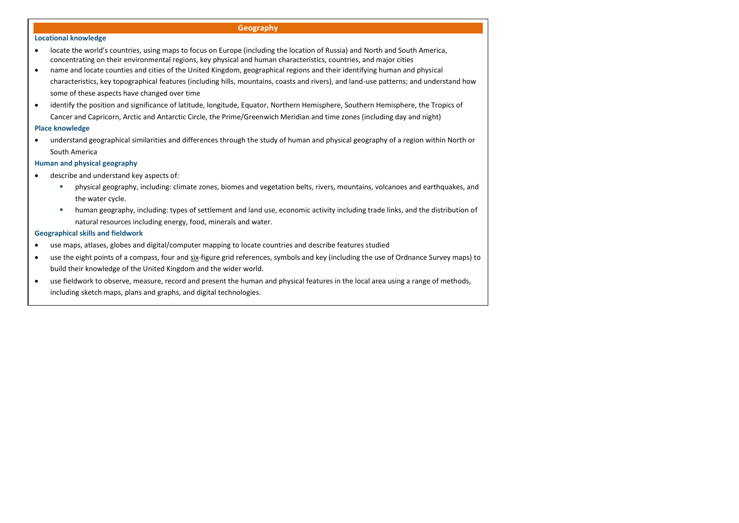# Geography

### Locational knowledge

- locate the world's countries, using maps to focus on Europe (including the location of Russia) and North and South America, concentrating on their environmental regions, key physical and human characteristics, countries, and major cities
- name and locate counties and cities of the United Kingdom, geographical regions and their identifying human and physical characteristics, key topographical features (including hills, mountains, coasts and rivers), and land-use patterns; and understand how some of these aspects have changed over time
- identify the position and significance of latitude, longitude, Equator, Northern Hemisphere, Southern Hemisphere, the Tropics of Cancer and Capricorn, Arctic and Antarctic Circle, the Prime/Greenwich Meridian and time zones (including day and night)

### Place knowledge

- understand geographical similarities and differences through the study of human and physical geography of a region within North or South America

### Human and physical geography

- describe and understand key aspects of:
  - physical geography, including: climate zones, biomes and vegetation belts, rivers, mountains, volcanoes and earthquakes, and the water cycle.
  - human geography, including: types of settlement and land use, economic activity including trade links, and the distribution of natural resources including energy, food, minerals and water.

### Geographical skills and fieldwork

- use maps, atlases, globes and digital/computer mapping to locate countries and describe features studied
- use the eight points of a compass, four and <u>six</u>-figure grid references, symbols and key (including the use of Ordnance Survey maps) to build their knowledge of the United Kingdom and the wider world.
- use fieldwork to observe, measure, record and present the human and physical features in the local area using a range of methods, including sketch maps, plans and graphs, and digital technologies.